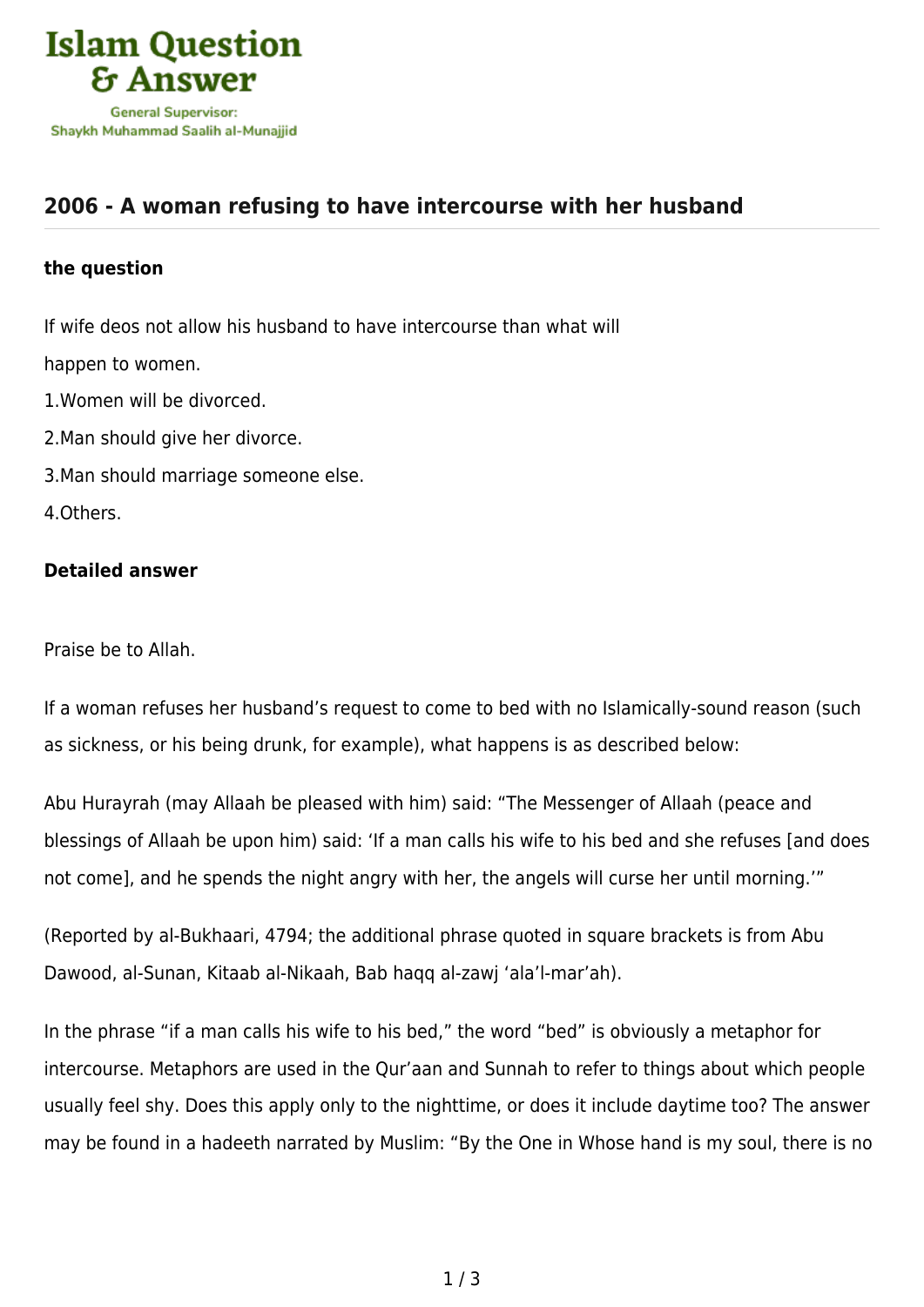Islam Question & Answer

General Supervisor:
Shaykh Muhammad Saalih al-Munajjid

## 2006 - A woman refusing to have intercourse with her husband

### the question

If wife deos not allow his husband to have intercourse than what will

happen to women.

1.Women will be divorced.

2.Man should give her divorce.

3.Man should marriage someone else.

4.Others.

### Detailed answer

Praise be to Allah.

If a woman refuses her husband's request to come to bed with no Islamically-sound reason (such as sickness, or his being drunk, for example), what happens is as described below:

Abu Hurayrah (may Allaah be pleased with him) said: "The Messenger of Allaah (peace and blessings of Allaah be upon him) said: 'If a man calls his wife to his bed and she refuses [and does not come], and he spends the night angry with her, the angels will curse her until morning.'"

(Reported by al-Bukhaari, 4794; the additional phrase quoted in square brackets is from Abu Dawood, al-Sunan, Kitaab al-Nikaah, Bab haqq al-zawj 'ala'l-mar'ah).

In the phrase "if a man calls his wife to his bed," the word "bed" is obviously a metaphor for intercourse. Metaphors are used in the Qur'aan and Sunnah to refer to things about which people usually feel shy. Does this apply only to the nighttime, or does it include daytime too? The answer may be found in a hadeeth narrated by Muslim: "By the One in Whose hand is my soul, there is no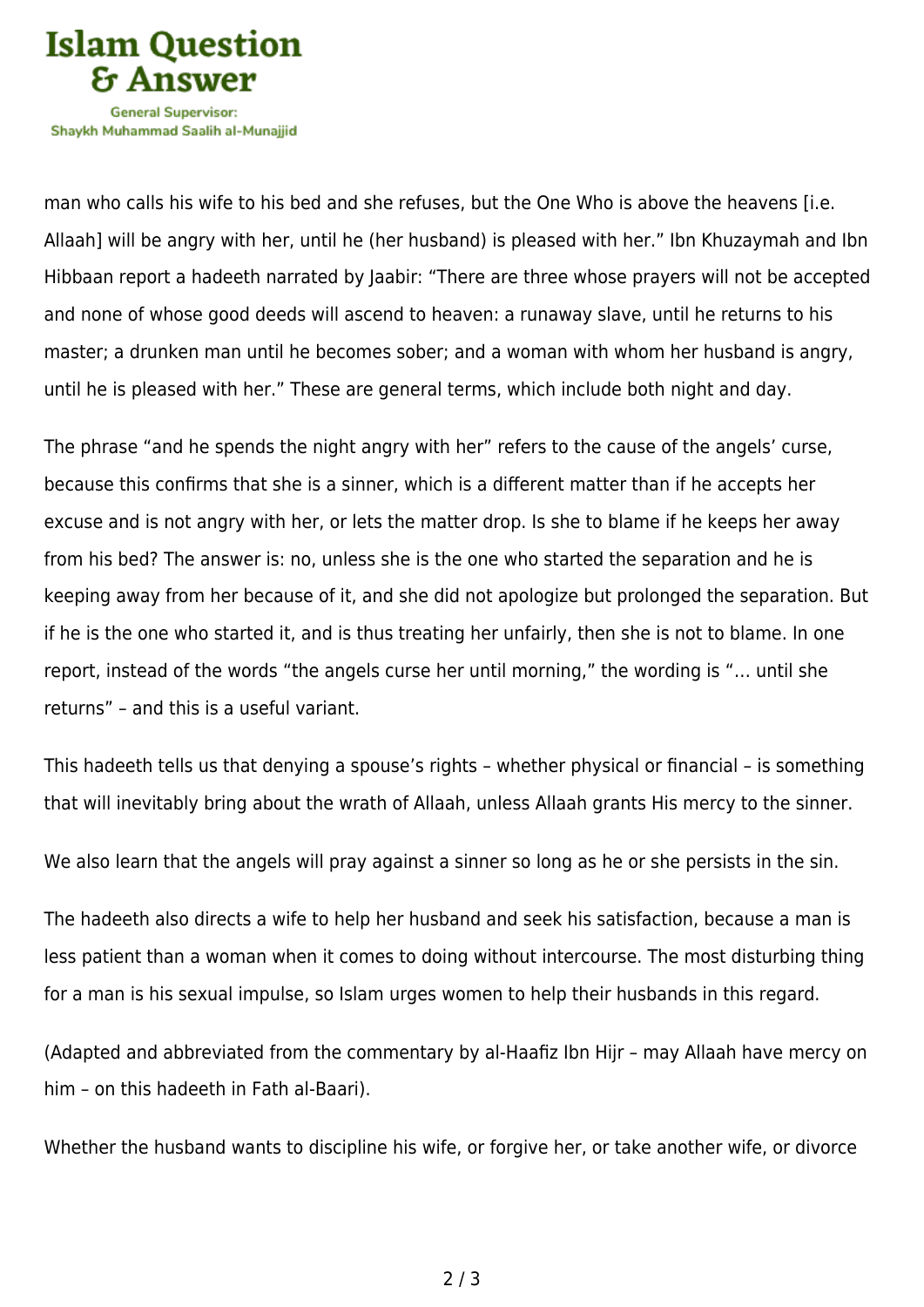man who calls his wife to his bed and she refuses, but the One Who is above the heavens [i.e. Allaah] will be angry with her, until he (her husband) is pleased with her." Ibn Khuzaymah and Ibn Hibbaan report a hadeeth narrated by Jaabir: "There are three whose prayers will not be accepted and none of whose good deeds will ascend to heaven: a runaway slave, until he returns to his master; a drunken man until he becomes sober; and a woman with whom her husband is angry, until he is pleased with her." These are general terms, which include both night and day.

The phrase "and he spends the night angry with her" refers to the cause of the angels' curse, because this confirms that she is a sinner, which is a different matter than if he accepts her excuse and is not angry with her, or lets the matter drop. Is she to blame if he keeps her away from his bed? The answer is: no, unless she is the one who started the separation and he is keeping away from her because of it, and she did not apologize but prolonged the separation. But if he is the one who started it, and is thus treating her unfairly, then she is not to blame. In one report, instead of the words "the angels curse her until morning," the wording is "… until she returns" – and this is a useful variant.

This hadeeth tells us that denying a spouse's rights – whether physical or financial – is something that will inevitably bring about the wrath of Allaah, unless Allaah grants His mercy to the sinner.

We also learn that the angels will pray against a sinner so long as he or she persists in the sin.

The hadeeth also directs a wife to help her husband and seek his satisfaction, because a man is less patient than a woman when it comes to doing without intercourse. The most disturbing thing for a man is his sexual impulse, so Islam urges women to help their husbands in this regard.

(Adapted and abbreviated from the commentary by al-Haafiz Ibn Hijr – may Allaah have mercy on him – on this hadeeth in Fath al-Baari).

Whether the husband wants to discipline his wife, or forgive her, or take another wife, or divorce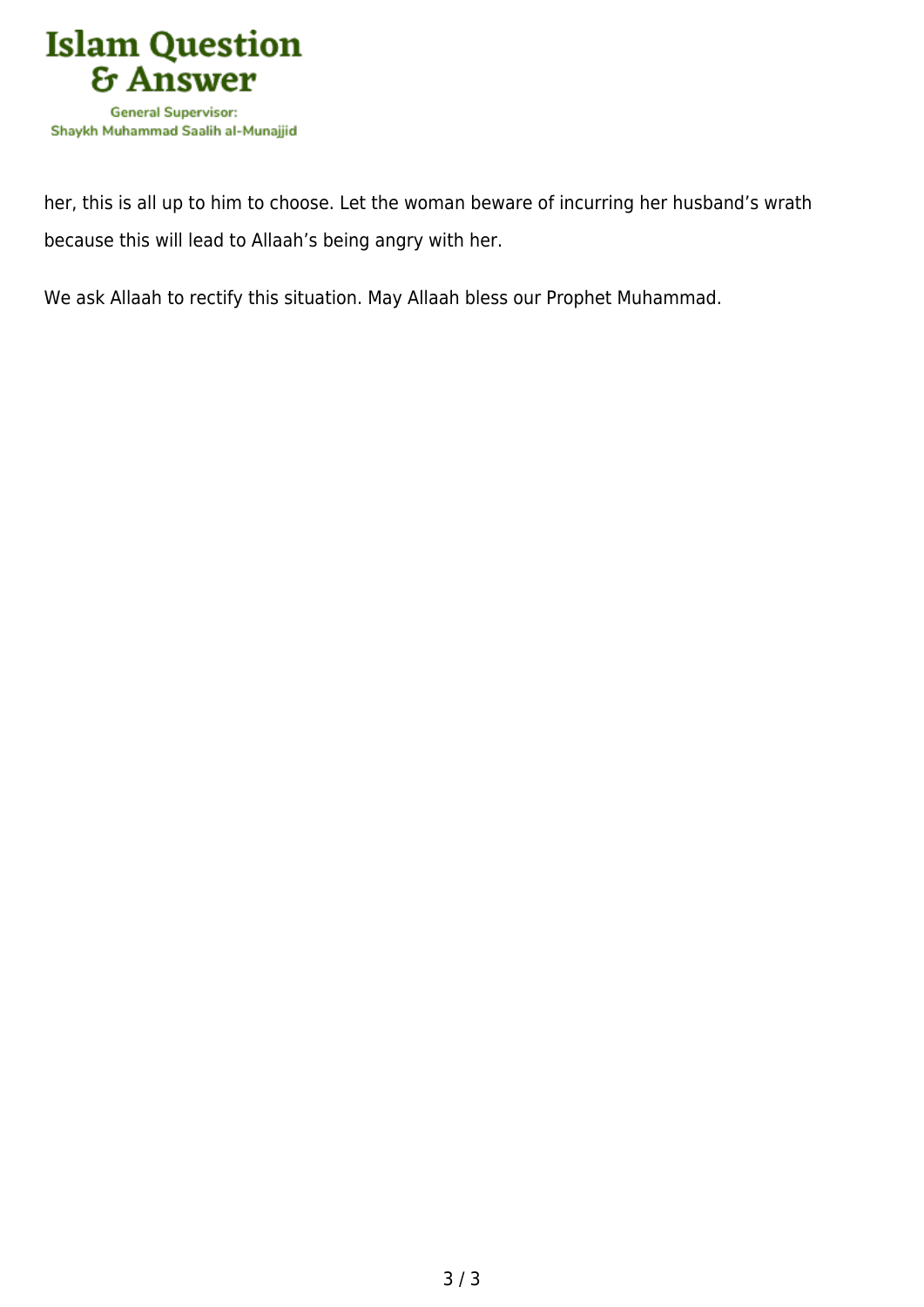her, this is all up to him to choose. Let the woman beware of incurring her husband’s wrath because this will lead to Allaah’s being angry with her.

We ask Allaah to rectify this situation. May Allaah bless our Prophet Muhammad.